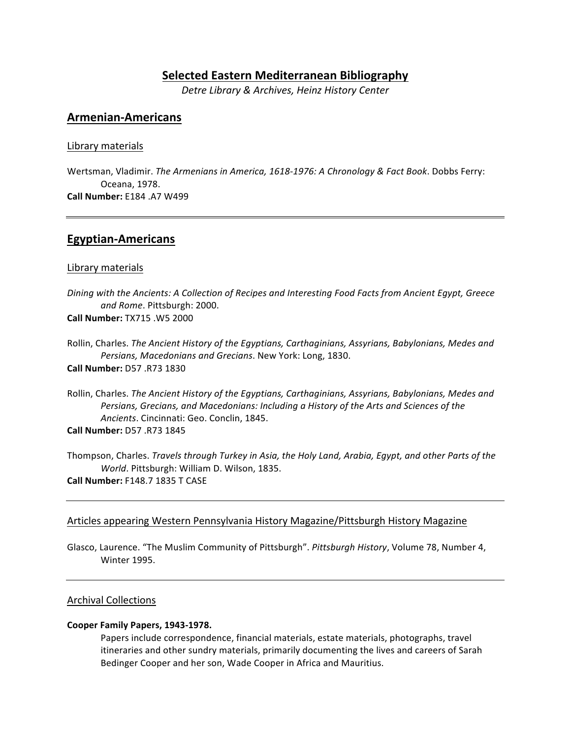# Selected Eastern Mediterranean Bibliography

*Detre Library & Archives, Heinz History Center*

## Armenian-Americans

### Library materials

Wertsman, Vladimir. *The Armenians in America, 1618-1976: A Chronology & Fact Book*. Dobbs Ferry: Oceana, 1978.
**Call Number:** E184 .A7 W499

---

## Egyptian-Americans

### Library materials

*Dining with the Ancients: A Collection of Recipes and Interesting Food Facts from Ancient Egypt, Greece and Rome*. Pittsburgh: 2000.
**Call Number:** TX715 .W5 2000

Rollin, Charles. *The Ancient History of the Egyptians, Carthaginians, Assyrians, Babylonians, Medes and Persians, Macedonians and Grecians*. New York: Long, 1830.
**Call Number:** D57 .R73 1830

Rollin, Charles. *The Ancient History of the Egyptians, Carthaginians, Assyrians, Babylonians, Medes and Persians, Grecians, and Macedonians: Including a History of the Arts and Sciences of the Ancients*. Cincinnati: Geo. Conclin, 1845.
**Call Number:** D57 .R73 1845

Thompson, Charles. *Travels through Turkey in Asia, the Holy Land, Arabia, Egypt, and other Parts of the World*. Pittsburgh: William D. Wilson, 1835.
**Call Number:** F148.7 1835 T CASE

---

### Articles appearing Western Pennsylvania History Magazine/Pittsburgh History Magazine

Glasco, Laurence. "The Muslim Community of Pittsburgh". *Pittsburgh History*, Volume 78, Number 4, Winter 1995.

---

### Archival Collections

**Cooper Family Papers, 1943-1978.**

Papers include correspondence, financial materials, estate materials, photographs, travel itineraries and other sundry materials, primarily documenting the lives and careers of Sarah Bedinger Cooper and her son, Wade Cooper in Africa and Mauritius.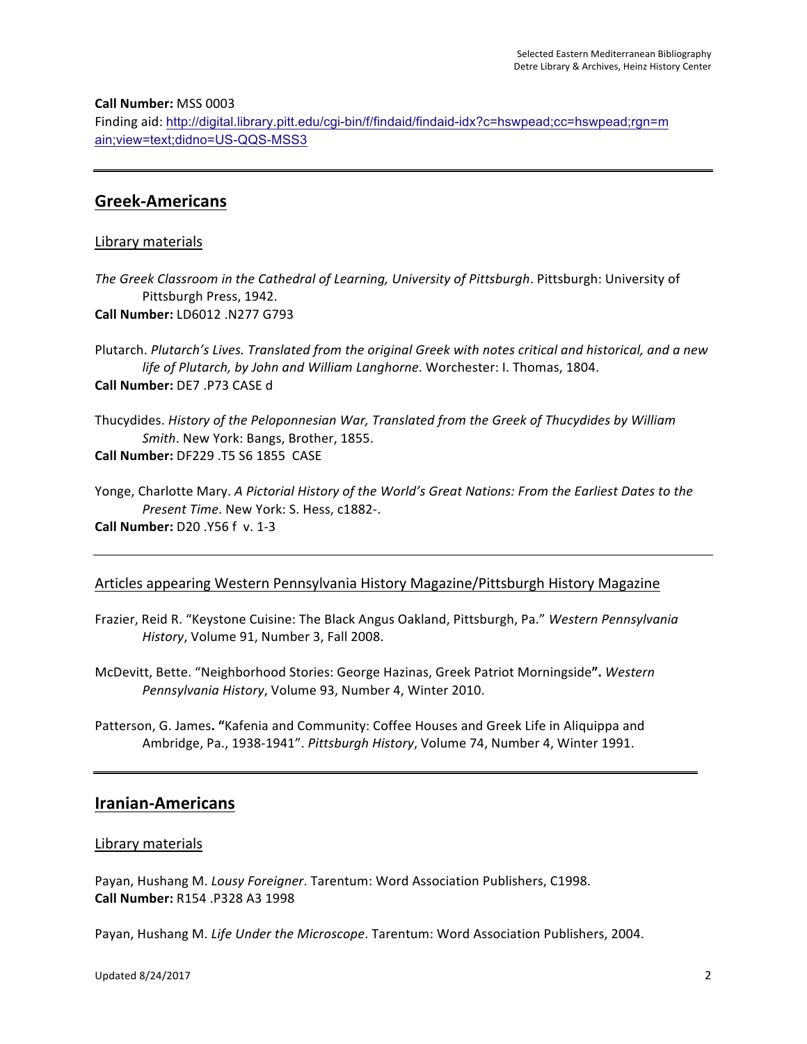**Call Number:** MSS 0003
Finding aid: http://digital.library.pitt.edu/cgi-bin/f/findaid/findaid-idx?c=hswpead;cc=hswpead;rgn=main;view=text;didno=US-QQS-MSS3

---

## Greek-Americans

### Library materials

*The Greek Classroom in the Cathedral of Learning, University of Pittsburgh*. Pittsburgh: University of Pittsburgh Press, 1942.
**Call Number:** LD6012 .N277 G793

Plutarch. *Plutarch's Lives. Translated from the original Greek with notes critical and historical, and a new life of Plutarch, by John and William Langhorne.* Worchester: I. Thomas, 1804.
**Call Number:** DE7 .P73 CASE d

Thucydides. *History of the Peloponnesian War, Translated from the Greek of Thucydides by William Smith*. New York: Bangs, Brother, 1855.
**Call Number:** DF229 .T5 S6 1855 CASE

Yonge, Charlotte Mary. *A Pictorial History of the World's Great Nations: From the Earliest Dates to the Present Time*. New York: S. Hess, c1882-.
**Call Number:** D20 .Y56 f v. 1-3

---

### Articles appearing Western Pennsylvania History Magazine/Pittsburgh History Magazine

Frazier, Reid R. "Keystone Cuisine: The Black Angus Oakland, Pittsburgh, Pa." *Western Pennsylvania History*, Volume 91, Number 3, Fall 2008.

McDevitt, Bette. "Neighborhood Stories: George Hazinas, Greek Patriot Morningside**".** *Western Pennsylvania History*, Volume 93, Number 4, Winter 2010.

Patterson, G. James**. "**Kafenia and Community: Coffee Houses and Greek Life in Aliquippa and Ambridge, Pa., 1938-1941". *Pittsburgh History*, Volume 74, Number 4, Winter 1991.

---

## Iranian-Americans

### Library materials

Payan, Hushang M. *Lousy Foreigner*. Tarentum: Word Association Publishers, C1998.
**Call Number:** R154 .P328 A3 1998

Payan, Hushang M. *Life Under the Microscope*. Tarentum: Word Association Publishers, 2004.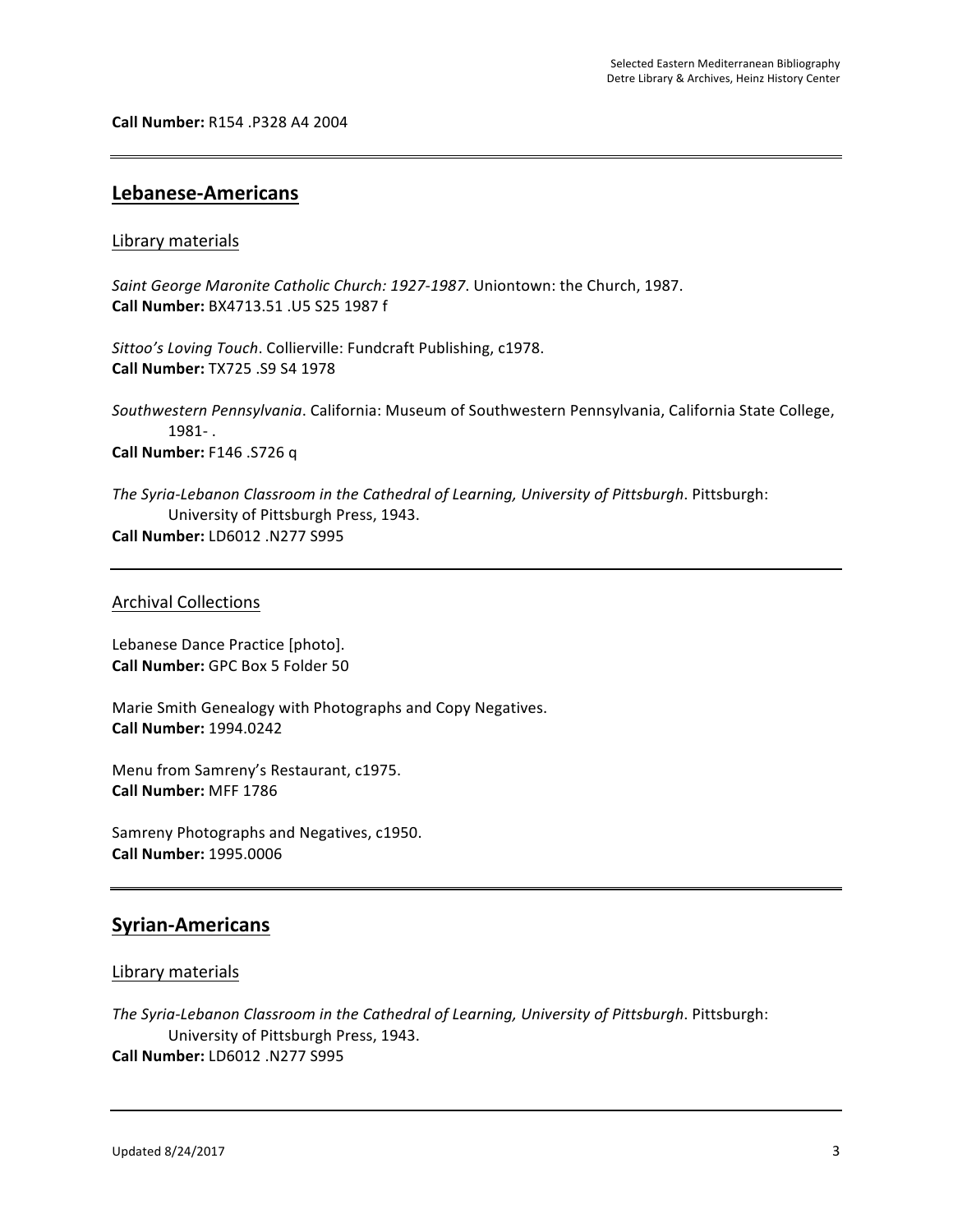**Call Number:** R154 .P328 A4 2004

---

## Lebanese-Americans

### Library materials

*Saint George Maronite Catholic Church: 1927-1987*. Uniontown: the Church, 1987.
**Call Number:** BX4713.51 .U5 S25 1987 f

*Sittoo's Loving Touch*. Collierville: Fundcraft Publishing, c1978.
**Call Number:** TX725 .S9 S4 1978

*Southwestern Pennsylvania*. California: Museum of Southwestern Pennsylvania, California State College, 1981- .
**Call Number:** F146 .S726 q

*The Syria-Lebanon Classroom in the Cathedral of Learning, University of Pittsburgh*. Pittsburgh: University of Pittsburgh Press, 1943.
**Call Number:** LD6012 .N277 S995

---

### Archival Collections

Lebanese Dance Practice [photo].
**Call Number:** GPC Box 5 Folder 50

Marie Smith Genealogy with Photographs and Copy Negatives.
**Call Number:** 1994.0242

Menu from Samreny's Restaurant, c1975.
**Call Number:** MFF 1786

Samreny Photographs and Negatives, c1950.
**Call Number:** 1995.0006

---

## Syrian-Americans

### Library materials

*The Syria-Lebanon Classroom in the Cathedral of Learning, University of Pittsburgh*. Pittsburgh: University of Pittsburgh Press, 1943.
**Call Number:** LD6012 .N277 S995

---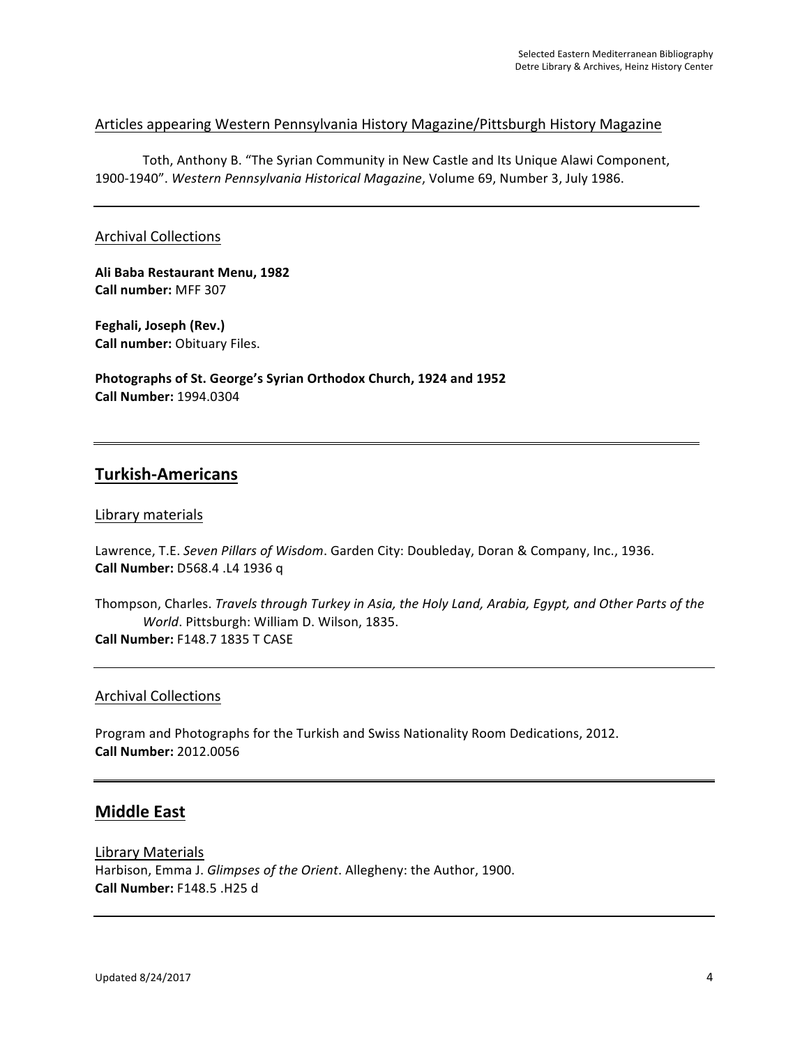Articles appearing Western Pennsylvania History Magazine/Pittsburgh History Magazine

Toth, Anthony B. "The Syrian Community in New Castle and Its Unique Alawi Component, 1900-1940". *Western Pennsylvania Historical Magazine*, Volume 69, Number 3, July 1986.

---

Archival Collections

**Ali Baba Restaurant Menu, 1982**
**Call number:** MFF 307

**Feghali, Joseph (Rev.)**
**Call number:** Obituary Files.

**Photographs of St. George's Syrian Orthodox Church, 1924 and 1952**
**Call Number:** 1994.0304

---

## Turkish-Americans

Library materials

Lawrence, T.E. *Seven Pillars of Wisdom*. Garden City: Doubleday, Doran & Company, Inc., 1936.
**Call Number:** D568.4 .L4 1936 q

Thompson, Charles. *Travels through Turkey in Asia, the Holy Land, Arabia, Egypt, and Other Parts of the World*. Pittsburgh: William D. Wilson, 1835.
**Call Number:** F148.7 1835 T CASE

---

Archival Collections

Program and Photographs for the Turkish and Swiss Nationality Room Dedications, 2012.
**Call Number:** 2012.0056

---

## Middle East

Library Materials

Harbison, Emma J. *Glimpses of the Orient*. Allegheny: the Author, 1900.
**Call Number:** F148.5 .H25 d

---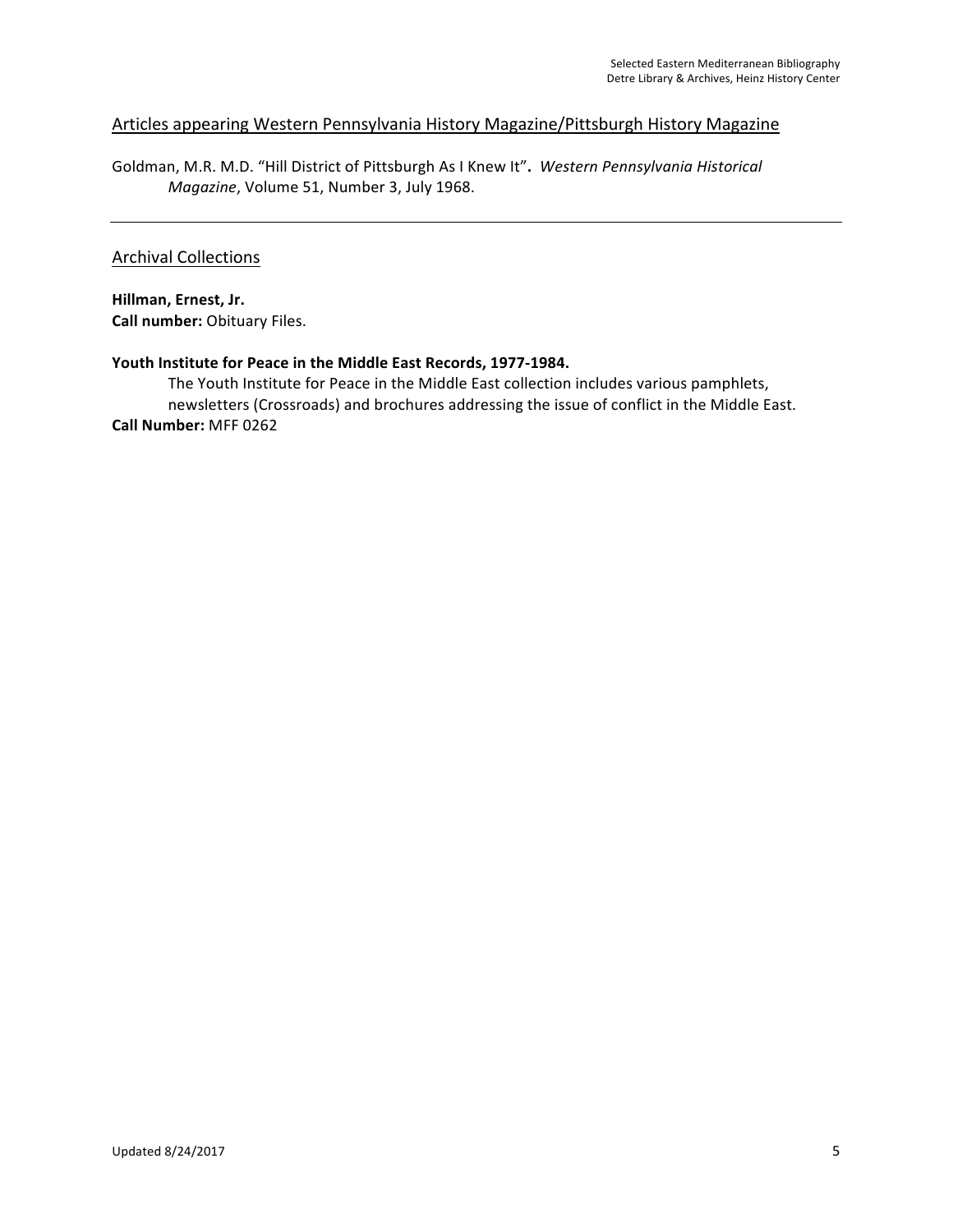## Articles appearing Western Pennsylvania History Magazine/Pittsburgh History Magazine

Goldman, M.R. M.D. "Hill District of Pittsburgh As I Knew It". *Western Pennsylvania Historical Magazine*, Volume 51, Number 3, July 1968.

---

## Archival Collections

**Hillman, Ernest, Jr.**
**Call number:** Obituary Files.

**Youth Institute for Peace in the Middle East Records, 1977-1984.**
The Youth Institute for Peace in the Middle East collection includes various pamphlets, newsletters (Crossroads) and brochures addressing the issue of conflict in the Middle East.
**Call Number:** MFF 0262